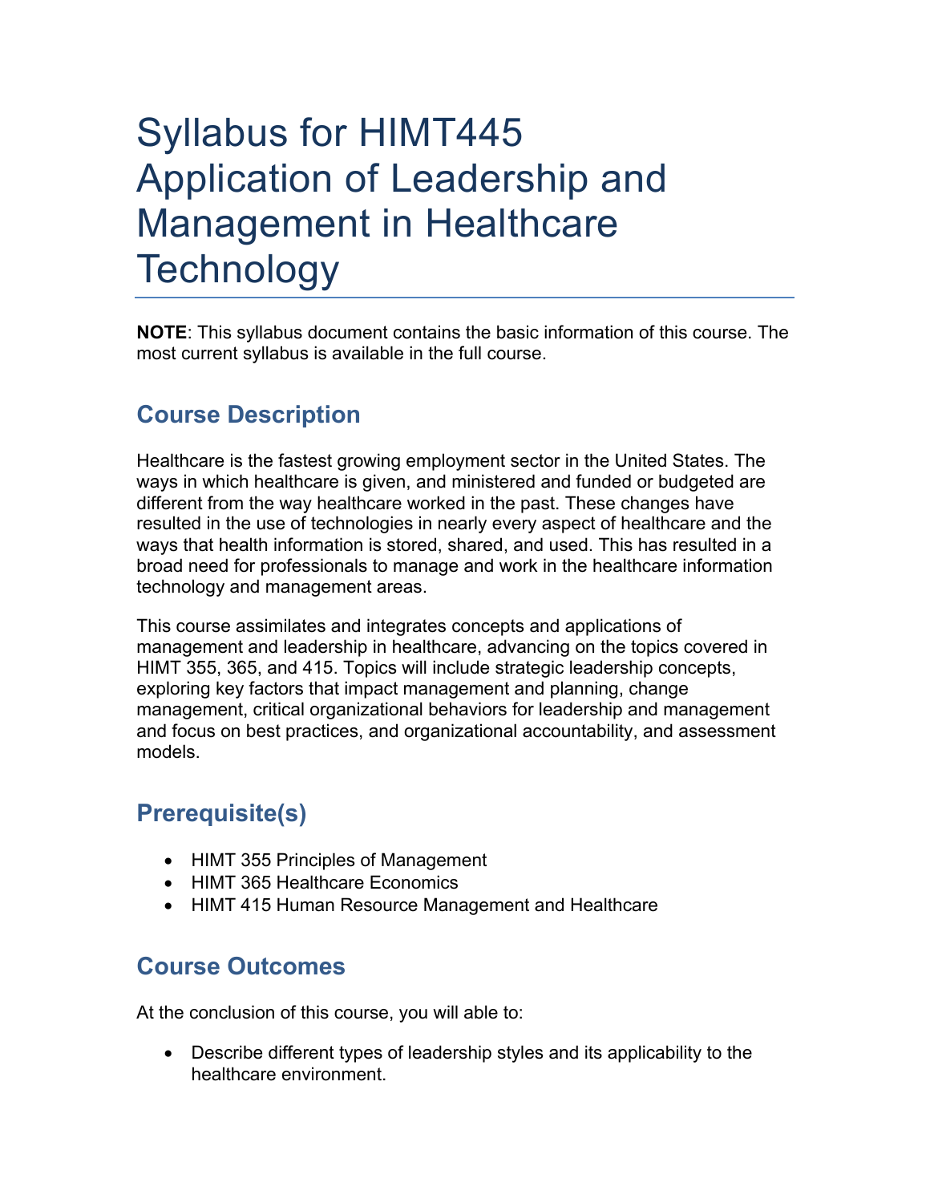# Syllabus for HIMT445 Application of Leadership and Management in Healthcare Technology

**NOTE**: This syllabus document contains the basic information of this course. The most current syllabus is available in the full course.

## Course Description

Healthcare is the fastest growing employment sector in the United States. The ways in which healthcare is given, and ministered and funded or budgeted are different from the way healthcare worked in the past. These changes have resulted in the use of technologies in nearly every aspect of healthcare and the ways that health information is stored, shared, and used. This has resulted in a broad need for professionals to manage and work in the healthcare information technology and management areas.

This course assimilates and integrates concepts and applications of management and leadership in healthcare, advancing on the topics covered in HIMT 355, 365, and 415. Topics will include strategic leadership concepts, exploring key factors that impact management and planning, change management, critical organizational behaviors for leadership and management and focus on best practices, and organizational accountability, and assessment models.

## Prerequisite(s)

- HIMT 355 Principles of Management
- HIMT 365 Healthcare Economics
- HIMT 415 Human Resource Management and Healthcare

## Course Outcomes

At the conclusion of this course, you will able to:

- Describe different types of leadership styles and its applicability to the healthcare environment.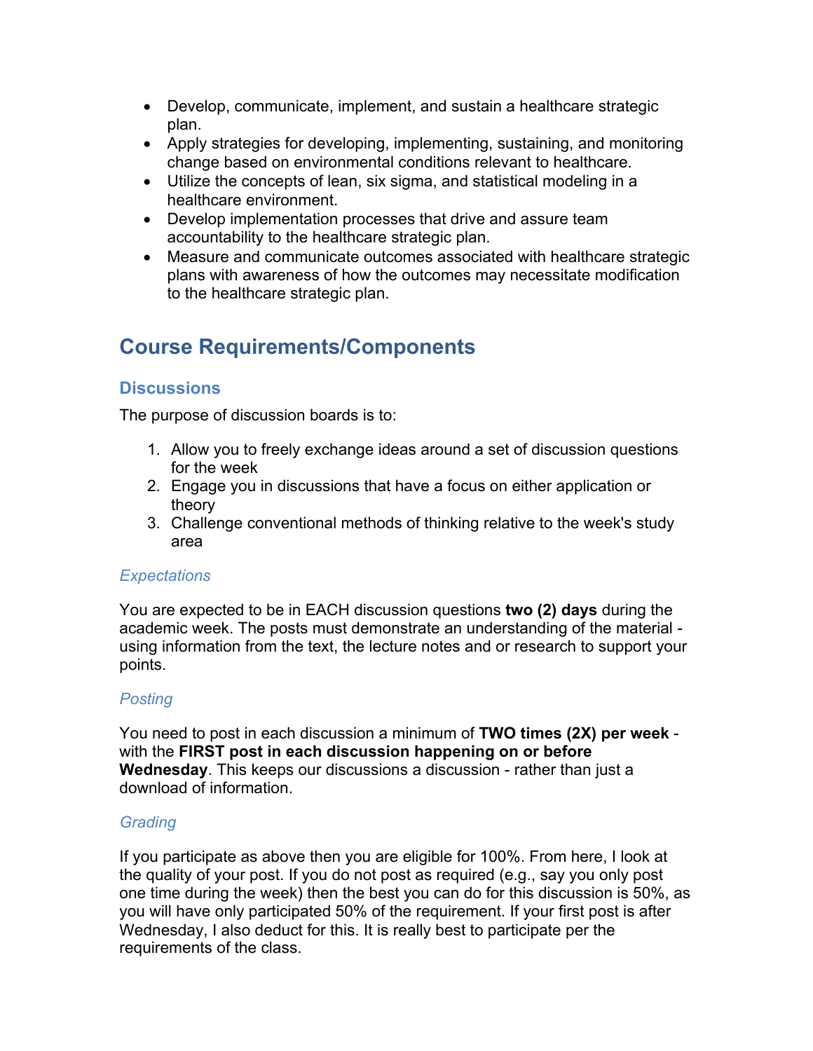- Develop, communicate, implement, and sustain a healthcare strategic plan.
- Apply strategies for developing, implementing, sustaining, and monitoring change based on environmental conditions relevant to healthcare.
- Utilize the concepts of lean, six sigma, and statistical modeling in a healthcare environment.
- Develop implementation processes that drive and assure team accountability to the healthcare strategic plan.
- Measure and communicate outcomes associated with healthcare strategic plans with awareness of how the outcomes may necessitate modification to the healthcare strategic plan.

## Course Requirements/Components

### Discussions

The purpose of discussion boards is to:

1. Allow you to freely exchange ideas around a set of discussion questions for the week
2. Engage you in discussions that have a focus on either application or theory
3. Challenge conventional methods of thinking relative to the week's study area

#### *Expectations*

You are expected to be in EACH discussion questions **two (2) days** during the academic week. The posts must demonstrate an understanding of the material - using information from the text, the lecture notes and or research to support your points.

#### *Posting*

You need to post in each discussion a minimum of **TWO times (2X) per week** - with the **FIRST post in each discussion happening on or before Wednesday**. This keeps our discussions a discussion - rather than just a download of information.

#### *Grading*

If you participate as above then you are eligible for 100%. From here, I look at the quality of your post. If you do not post as required (e.g., say you only post one time during the week) then the best you can do for this discussion is 50%, as you will have only participated 50% of the requirement. If your first post is after Wednesday, I also deduct for this. It is really best to participate per the requirements of the class.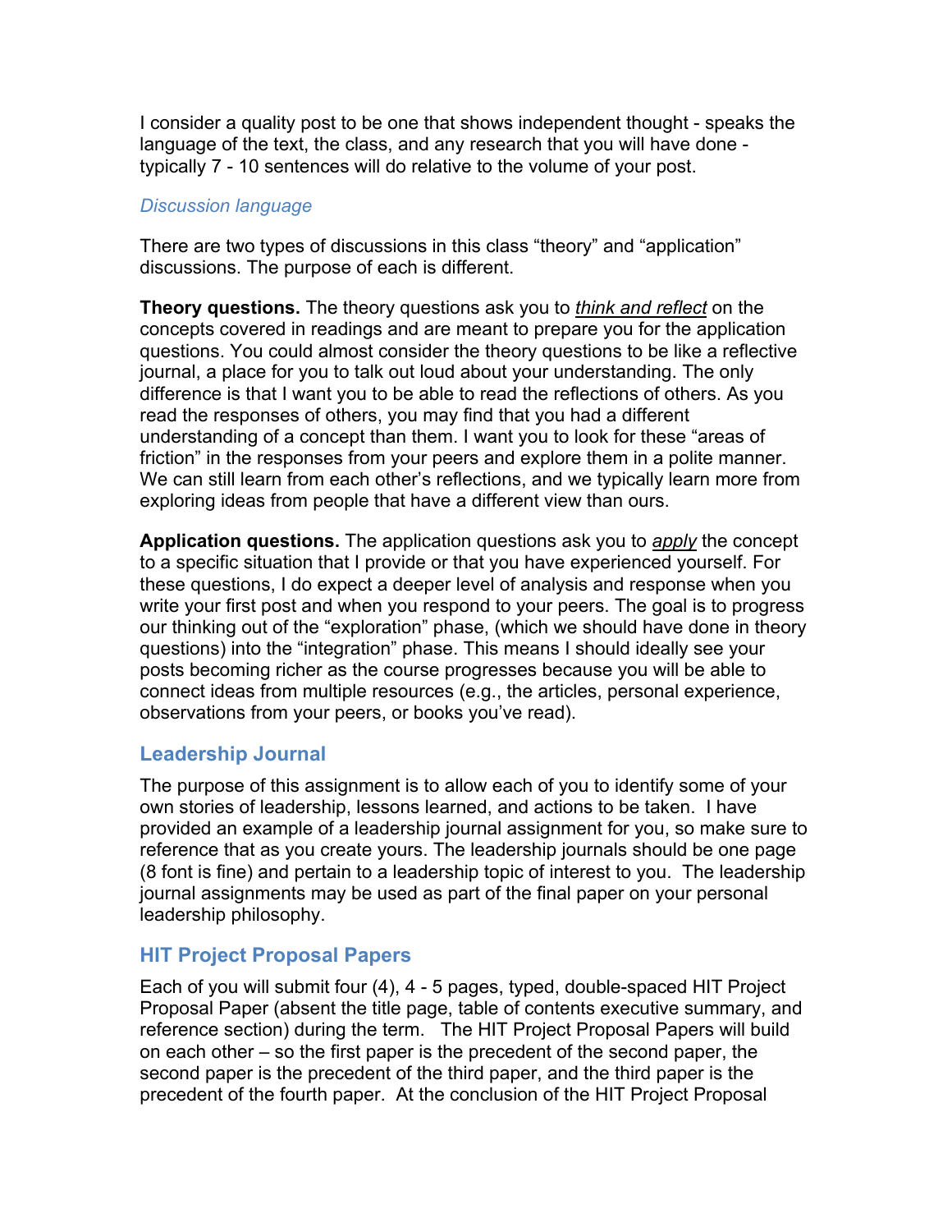I consider a quality post to be one that shows independent thought - speaks the language of the text, the class, and any research that you will have done - typically 7 - 10 sentences will do relative to the volume of your post.

### *Discussion language*

There are two types of discussions in this class “theory” and “application” discussions. The purpose of each is different.

**Theory questions.** The theory questions ask you to ***think and reflect*** on the concepts covered in readings and are meant to prepare you for the application questions. You could almost consider the theory questions to be like a reflective journal, a place for you to talk out loud about your understanding. The only difference is that I want you to be able to read the reflections of others. As you read the responses of others, you may find that you had a different understanding of a concept than them. I want you to look for these “areas of friction” in the responses from your peers and explore them in a polite manner. We can still learn from each other’s reflections, and we typically learn more from exploring ideas from people that have a different view than ours.

**Application questions.** The application questions ask you to ***apply*** the concept to a specific situation that I provide or that you have experienced yourself. For these questions, I do expect a deeper level of analysis and response when you write your first post and when you respond to your peers. The goal is to progress our thinking out of the “exploration” phase, (which we should have done in theory questions) into the “integration” phase. This means I should ideally see your posts becoming richer as the course progresses because you will be able to connect ideas from multiple resources (e.g., the articles, personal experience, observations from your peers, or books you’ve read).

## Leadership Journal

The purpose of this assignment is to allow each of you to identify some of your own stories of leadership, lessons learned, and actions to be taken. I have provided an example of a leadership journal assignment for you, so make sure to reference that as you create yours. The leadership journals should be one page (8 font is fine) and pertain to a leadership topic of interest to you. The leadership journal assignments may be used as part of the final paper on your personal leadership philosophy.

## HIT Project Proposal Papers

Each of you will submit four (4), 4 - 5 pages, typed, double-spaced HIT Project Proposal Paper (absent the title page, table of contents executive summary, and reference section) during the term. The HIT Project Proposal Papers will build on each other – so the first paper is the precedent of the second paper, the second paper is the precedent of the third paper, and the third paper is the precedent of the fourth paper. At the conclusion of the HIT Project Proposal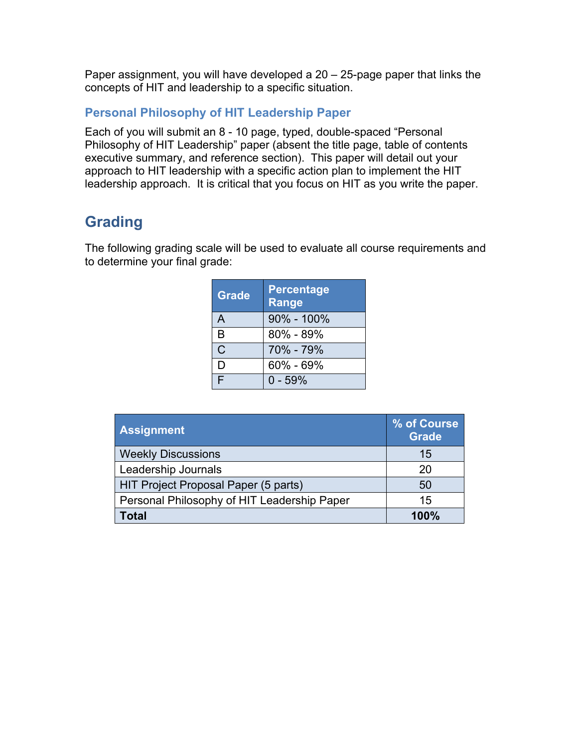Paper assignment, you will have developed a 20 – 25-page paper that links the concepts of HIT and leadership to a specific situation.

### Personal Philosophy of HIT Leadership Paper

Each of you will submit an 8 - 10 page, typed, double-spaced "Personal Philosophy of HIT Leadership" paper (absent the title page, table of contents executive summary, and reference section). This paper will detail out your approach to HIT leadership with a specific action plan to implement the HIT leadership approach. It is critical that you focus on HIT as you write the paper.

## Grading

The following grading scale will be used to evaluate all course requirements and to determine your final grade:

| Grade | Percentage Range |
|---|---|
| A | 90% - 100% |
| B | 80% - 89% |
| C | 70% - 79% |
| D | 60% - 69% |
| F | 0 - 59% |

| Assignment | % of Course Grade |
|---|---|
| Weekly Discussions | 15 |
| Leadership Journals | 20 |
| HIT Project Proposal Paper (5 parts) | 50 |
| Personal Philosophy of HIT Leadership Paper | 15 |
| **Total** | **100%** |